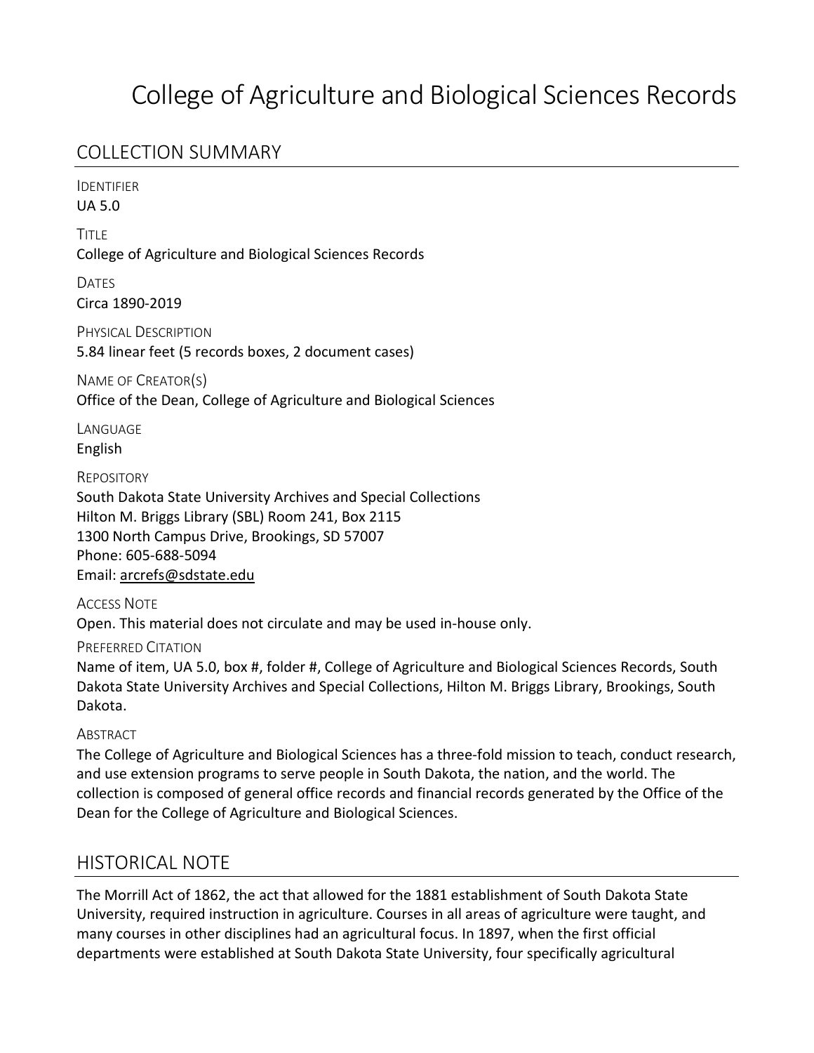# College of Agriculture and Biological Sciences Records

## COLLECTION SUMMARY

IDENTIFIER
UA 5.0

TITLE
College of Agriculture and Biological Sciences Records

DATES
Circa 1890-2019

PHYSICAL DESCRIPTION
5.84 linear feet (5 records boxes, 2 document cases)

NAME OF CREATOR(S)
Office of the Dean, College of Agriculture and Biological Sciences

LANGUAGE
English

REPOSITORY
South Dakota State University Archives and Special Collections
Hilton M. Briggs Library (SBL) Room 241, Box 2115
1300 North Campus Drive, Brookings, SD 57007
Phone: 605-688-5094
Email: arcrefs@sdstate.edu

ACCESS NOTE
Open. This material does not circulate and may be used in-house only.

PREFERRED CITATION
Name of item, UA 5.0, box #, folder #, College of Agriculture and Biological Sciences Records, South Dakota State University Archives and Special Collections, Hilton M. Briggs Library, Brookings, South Dakota.

ABSTRACT
The College of Agriculture and Biological Sciences has a three-fold mission to teach, conduct research, and use extension programs to serve people in South Dakota, the nation, and the world. The collection is composed of general office records and financial records generated by the Office of the Dean for the College of Agriculture and Biological Sciences.

## HISTORICAL NOTE

The Morrill Act of 1862, the act that allowed for the 1881 establishment of South Dakota State University, required instruction in agriculture. Courses in all areas of agriculture were taught, and many courses in other disciplines had an agricultural focus. In 1897, when the first official departments were established at South Dakota State University, four specifically agricultural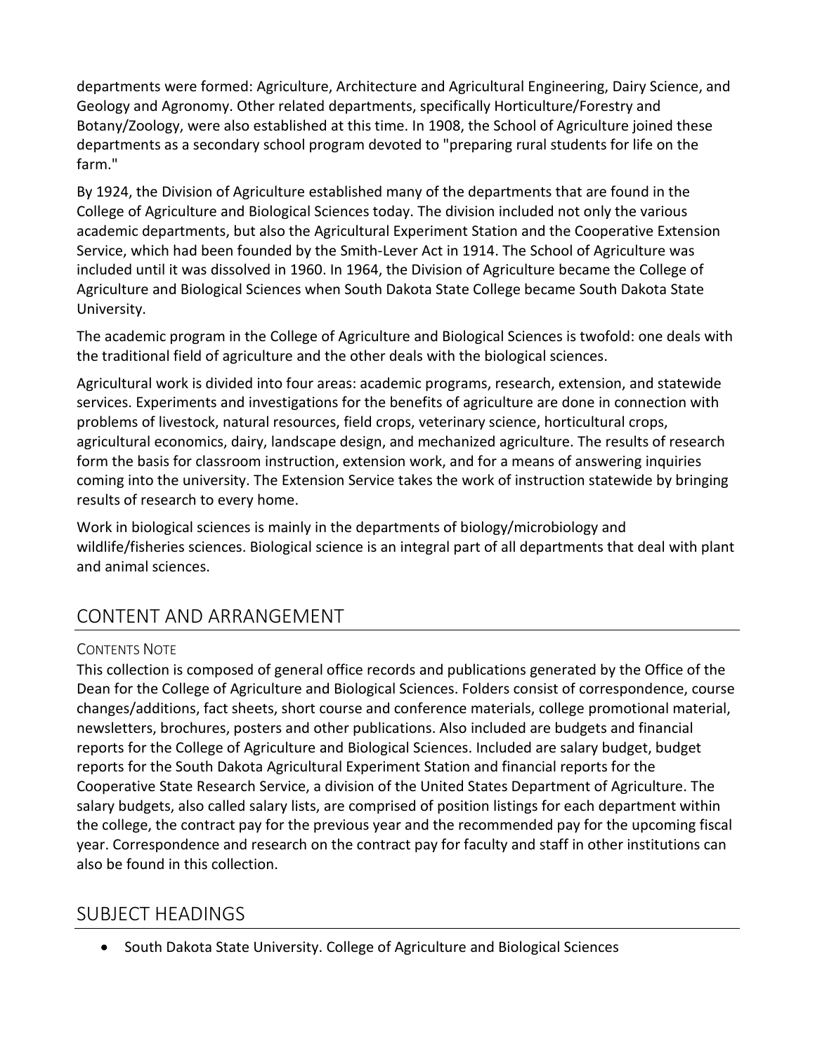departments were formed: Agriculture, Architecture and Agricultural Engineering, Dairy Science, and Geology and Agronomy. Other related departments, specifically Horticulture/Forestry and Botany/Zoology, were also established at this time. In 1908, the School of Agriculture joined these departments as a secondary school program devoted to "preparing rural students for life on the farm."

By 1924, the Division of Agriculture established many of the departments that are found in the College of Agriculture and Biological Sciences today. The division included not only the various academic departments, but also the Agricultural Experiment Station and the Cooperative Extension Service, which had been founded by the Smith-Lever Act in 1914. The School of Agriculture was included until it was dissolved in 1960. In 1964, the Division of Agriculture became the College of Agriculture and Biological Sciences when South Dakota State College became South Dakota State University.

The academic program in the College of Agriculture and Biological Sciences is twofold: one deals with the traditional field of agriculture and the other deals with the biological sciences.

Agricultural work is divided into four areas: academic programs, research, extension, and statewide services. Experiments and investigations for the benefits of agriculture are done in connection with problems of livestock, natural resources, field crops, veterinary science, horticultural crops, agricultural economics, dairy, landscape design, and mechanized agriculture. The results of research form the basis for classroom instruction, extension work, and for a means of answering inquiries coming into the university. The Extension Service takes the work of instruction statewide by bringing results of research to every home.

Work in biological sciences is mainly in the departments of biology/microbiology and wildlife/fisheries sciences. Biological science is an integral part of all departments that deal with plant and animal sciences.

## CONTENT AND ARRANGEMENT

### CONTENTS NOTE

This collection is composed of general office records and publications generated by the Office of the Dean for the College of Agriculture and Biological Sciences. Folders consist of correspondence, course changes/additions, fact sheets, short course and conference materials, college promotional material, newsletters, brochures, posters and other publications. Also included are budgets and financial reports for the College of Agriculture and Biological Sciences. Included are salary budget, budget reports for the South Dakota Agricultural Experiment Station and financial reports for the Cooperative State Research Service, a division of the United States Department of Agriculture. The salary budgets, also called salary lists, are comprised of position listings for each department within the college, the contract pay for the previous year and the recommended pay for the upcoming fiscal year. Correspondence and research on the contract pay for faculty and staff in other institutions can also be found in this collection.

## SUBJECT HEADINGS

- South Dakota State University. College of Agriculture and Biological Sciences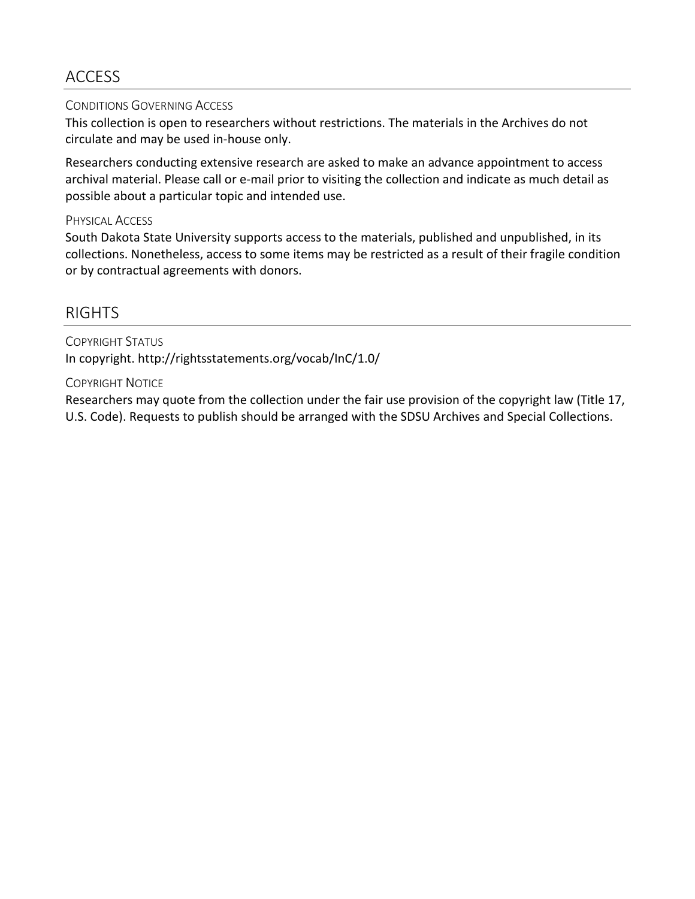## ACCESS

### CONDITIONS GOVERNING ACCESS

This collection is open to researchers without restrictions. The materials in the Archives do not circulate and may be used in-house only.

Researchers conducting extensive research are asked to make an advance appointment to access archival material. Please call or e-mail prior to visiting the collection and indicate as much detail as possible about a particular topic and intended use.

### PHYSICAL ACCESS

South Dakota State University supports access to the materials, published and unpublished, in its collections. Nonetheless, access to some items may be restricted as a result of their fragile condition or by contractual agreements with donors.

## RIGHTS

### COPYRIGHT STATUS

In copyright. http://rightsstatements.org/vocab/InC/1.0/

### COPYRIGHT NOTICE

Researchers may quote from the collection under the fair use provision of the copyright law (Title 17, U.S. Code). Requests to publish should be arranged with the SDSU Archives and Special Collections.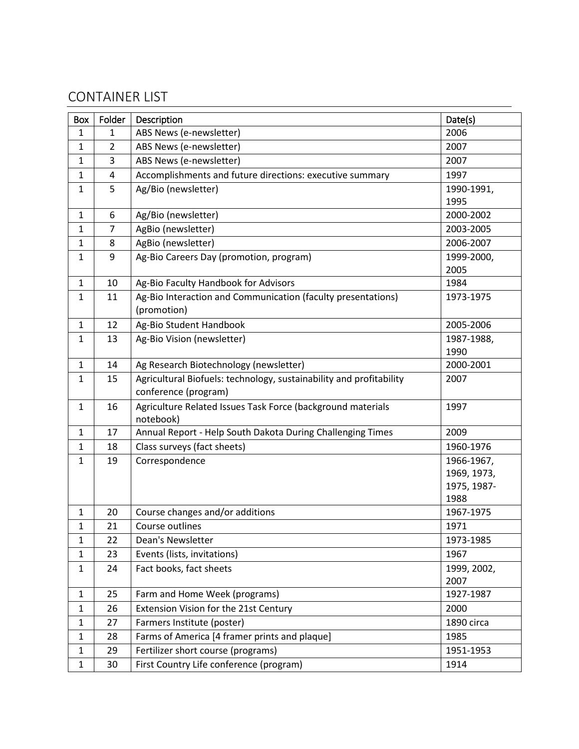## CONTAINER LIST

| Box | Folder | Description | Date(s) |
|---|---|---|---|
| 1 | 1 | ABS News (e-newsletter) | 2006 |
| 1 | 2 | ABS News (e-newsletter) | 2007 |
| 1 | 3 | ABS News (e-newsletter) | 2007 |
| 1 | 4 | Accomplishments and future directions: executive summary | 1997 |
| 1 | 5 | Ag/Bio (newsletter) | 1990-1991, 1995 |
| 1 | 6 | Ag/Bio (newsletter) | 2000-2002 |
| 1 | 7 | AgBio (newsletter) | 2003-2005 |
| 1 | 8 | AgBio (newsletter) | 2006-2007 |
| 1 | 9 | Ag-Bio Careers Day (promotion, program) | 1999-2000, 2005 |
| 1 | 10 | Ag-Bio Faculty Handbook for Advisors | 1984 |
| 1 | 11 | Ag-Bio Interaction and Communication (faculty presentations) (promotion) | 1973-1975 |
| 1 | 12 | Ag-Bio Student Handbook | 2005-2006 |
| 1 | 13 | Ag-Bio Vision (newsletter) | 1987-1988, 1990 |
| 1 | 14 | Ag Research Biotechnology (newsletter) | 2000-2001 |
| 1 | 15 | Agricultural Biofuels: technology, sustainability and profitability conference (program) | 2007 |
| 1 | 16 | Agriculture Related Issues Task Force (background materials notebook) | 1997 |
| 1 | 17 | Annual Report - Help South Dakota During Challenging Times | 2009 |
| 1 | 18 | Class surveys (fact sheets) | 1960-1976 |
| 1 | 19 | Correspondence | 1966-1967, 1969, 1973, 1975, 1987-1988 |
| 1 | 20 | Course changes and/or additions | 1967-1975 |
| 1 | 21 | Course outlines | 1971 |
| 1 | 22 | Dean's Newsletter | 1973-1985 |
| 1 | 23 | Events (lists, invitations) | 1967 |
| 1 | 24 | Fact books, fact sheets | 1999, 2002, 2007 |
| 1 | 25 | Farm and Home Week (programs) | 1927-1987 |
| 1 | 26 | Extension Vision for the 21st Century | 2000 |
| 1 | 27 | Farmers Institute (poster) | 1890 circa |
| 1 | 28 | Farms of America [4 framer prints and plaque] | 1985 |
| 1 | 29 | Fertilizer short course (programs) | 1951-1953 |
| 1 | 30 | First Country Life conference (program) | 1914 |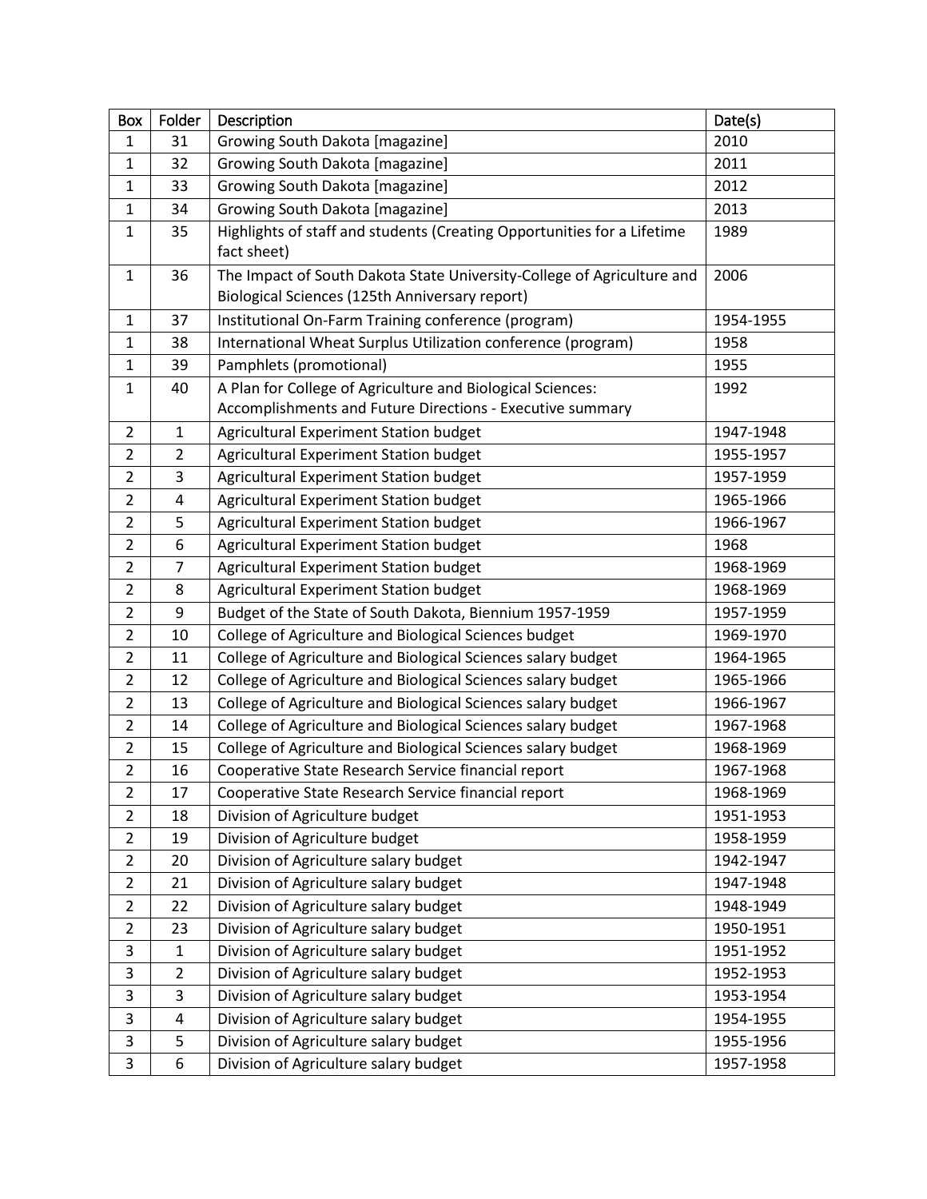| Box | Folder | Description | Date(s) |
| --- | --- | --- | --- |
| 1 | 31 | Growing South Dakota [magazine] | 2010 |
| 1 | 32 | Growing South Dakota [magazine] | 2011 |
| 1 | 33 | Growing South Dakota [magazine] | 2012 |
| 1 | 34 | Growing South Dakota [magazine] | 2013 |
| 1 | 35 | Highlights of staff and students (Creating Opportunities for a Lifetime fact sheet) | 1989 |
| 1 | 36 | The Impact of South Dakota State University-College of Agriculture and Biological Sciences (125th Anniversary report) | 2006 |
| 1 | 37 | Institutional On-Farm Training conference (program) | 1954-1955 |
| 1 | 38 | International Wheat Surplus Utilization conference (program) | 1958 |
| 1 | 39 | Pamphlets (promotional) | 1955 |
| 1 | 40 | A Plan for College of Agriculture and Biological Sciences: Accomplishments and Future Directions - Executive summary | 1992 |
| 2 | 1 | Agricultural Experiment Station budget | 1947-1948 |
| 2 | 2 | Agricultural Experiment Station budget | 1955-1957 |
| 2 | 3 | Agricultural Experiment Station budget | 1957-1959 |
| 2 | 4 | Agricultural Experiment Station budget | 1965-1966 |
| 2 | 5 | Agricultural Experiment Station budget | 1966-1967 |
| 2 | 6 | Agricultural Experiment Station budget | 1968 |
| 2 | 7 | Agricultural Experiment Station budget | 1968-1969 |
| 2 | 8 | Agricultural Experiment Station budget | 1968-1969 |
| 2 | 9 | Budget of the State of South Dakota, Biennium 1957-1959 | 1957-1959 |
| 2 | 10 | College of Agriculture and Biological Sciences budget | 1969-1970 |
| 2 | 11 | College of Agriculture and Biological Sciences salary budget | 1964-1965 |
| 2 | 12 | College of Agriculture and Biological Sciences salary budget | 1965-1966 |
| 2 | 13 | College of Agriculture and Biological Sciences salary budget | 1966-1967 |
| 2 | 14 | College of Agriculture and Biological Sciences salary budget | 1967-1968 |
| 2 | 15 | College of Agriculture and Biological Sciences salary budget | 1968-1969 |
| 2 | 16 | Cooperative State Research Service financial report | 1967-1968 |
| 2 | 17 | Cooperative State Research Service financial report | 1968-1969 |
| 2 | 18 | Division of Agriculture budget | 1951-1953 |
| 2 | 19 | Division of Agriculture budget | 1958-1959 |
| 2 | 20 | Division of Agriculture salary budget | 1942-1947 |
| 2 | 21 | Division of Agriculture salary budget | 1947-1948 |
| 2 | 22 | Division of Agriculture salary budget | 1948-1949 |
| 2 | 23 | Division of Agriculture salary budget | 1950-1951 |
| 3 | 1 | Division of Agriculture salary budget | 1951-1952 |
| 3 | 2 | Division of Agriculture salary budget | 1952-1953 |
| 3 | 3 | Division of Agriculture salary budget | 1953-1954 |
| 3 | 4 | Division of Agriculture salary budget | 1954-1955 |
| 3 | 5 | Division of Agriculture salary budget | 1955-1956 |
| 3 | 6 | Division of Agriculture salary budget | 1957-1958 |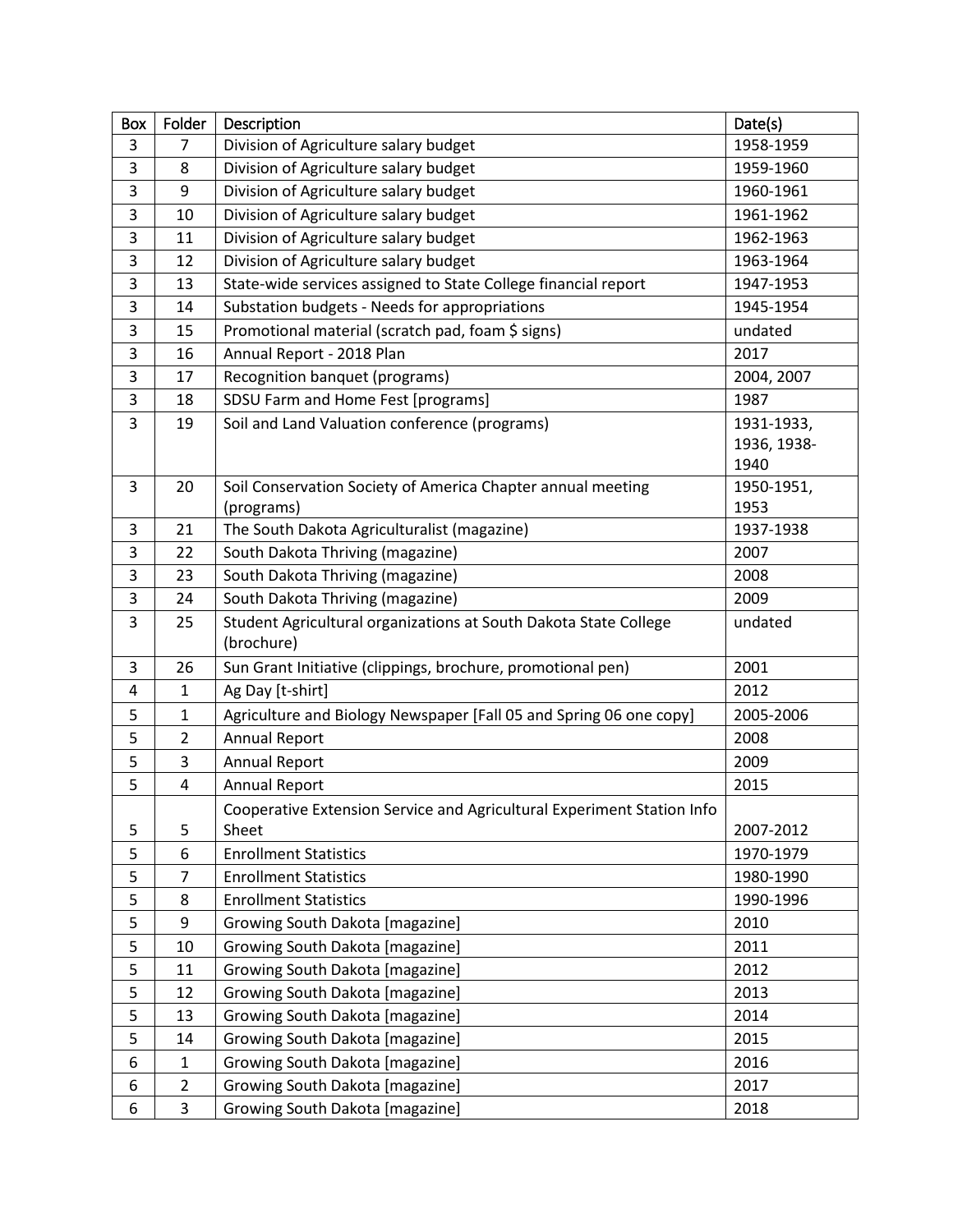| Box | Folder | Description | Date(s) |
|---|---|---|---|
| 3 | 7 | Division of Agriculture salary budget | 1958-1959 |
| 3 | 8 | Division of Agriculture salary budget | 1959-1960 |
| 3 | 9 | Division of Agriculture salary budget | 1960-1961 |
| 3 | 10 | Division of Agriculture salary budget | 1961-1962 |
| 3 | 11 | Division of Agriculture salary budget | 1962-1963 |
| 3 | 12 | Division of Agriculture salary budget | 1963-1964 |
| 3 | 13 | State-wide services assigned to State College financial report | 1947-1953 |
| 3 | 14 | Substation budgets - Needs for appropriations | 1945-1954 |
| 3 | 15 | Promotional material (scratch pad, foam $ signs) | undated |
| 3 | 16 | Annual Report - 2018 Plan | 2017 |
| 3 | 17 | Recognition banquet (programs) | 2004, 2007 |
| 3 | 18 | SDSU Farm and Home Fest [programs] | 1987 |
| 3 | 19 | Soil and Land Valuation conference (programs) | 1931-1933, 1936, 1938-1940 |
| 3 | 20 | Soil Conservation Society of America Chapter annual meeting (programs) | 1950-1951, 1953 |
| 3 | 21 | The South Dakota Agriculturalist (magazine) | 1937-1938 |
| 3 | 22 | South Dakota Thriving (magazine) | 2007 |
| 3 | 23 | South Dakota Thriving (magazine) | 2008 |
| 3 | 24 | South Dakota Thriving (magazine) | 2009 |
| 3 | 25 | Student Agricultural organizations at South Dakota State College (brochure) | undated |
| 3 | 26 | Sun Grant Initiative (clippings, brochure, promotional pen) | 2001 |
| 4 | 1 | Ag Day [t-shirt] | 2012 |
| 5 | 1 | Agriculture and Biology Newspaper [Fall 05 and Spring 06 one copy] | 2005-2006 |
| 5 | 2 | Annual Report | 2008 |
| 5 | 3 | Annual Report | 2009 |
| 5 | 4 | Annual Report | 2015 |
| 5 | 5 | Cooperative Extension Service and Agricultural Experiment Station Info Sheet | 2007-2012 |
| 5 | 6 | Enrollment Statistics | 1970-1979 |
| 5 | 7 | Enrollment Statistics | 1980-1990 |
| 5 | 8 | Enrollment Statistics | 1990-1996 |
| 5 | 9 | Growing South Dakota [magazine] | 2010 |
| 5 | 10 | Growing South Dakota [magazine] | 2011 |
| 5 | 11 | Growing South Dakota [magazine] | 2012 |
| 5 | 12 | Growing South Dakota [magazine] | 2013 |
| 5 | 13 | Growing South Dakota [magazine] | 2014 |
| 5 | 14 | Growing South Dakota [magazine] | 2015 |
| 6 | 1 | Growing South Dakota [magazine] | 2016 |
| 6 | 2 | Growing South Dakota [magazine] | 2017 |
| 6 | 3 | Growing South Dakota [magazine] | 2018 |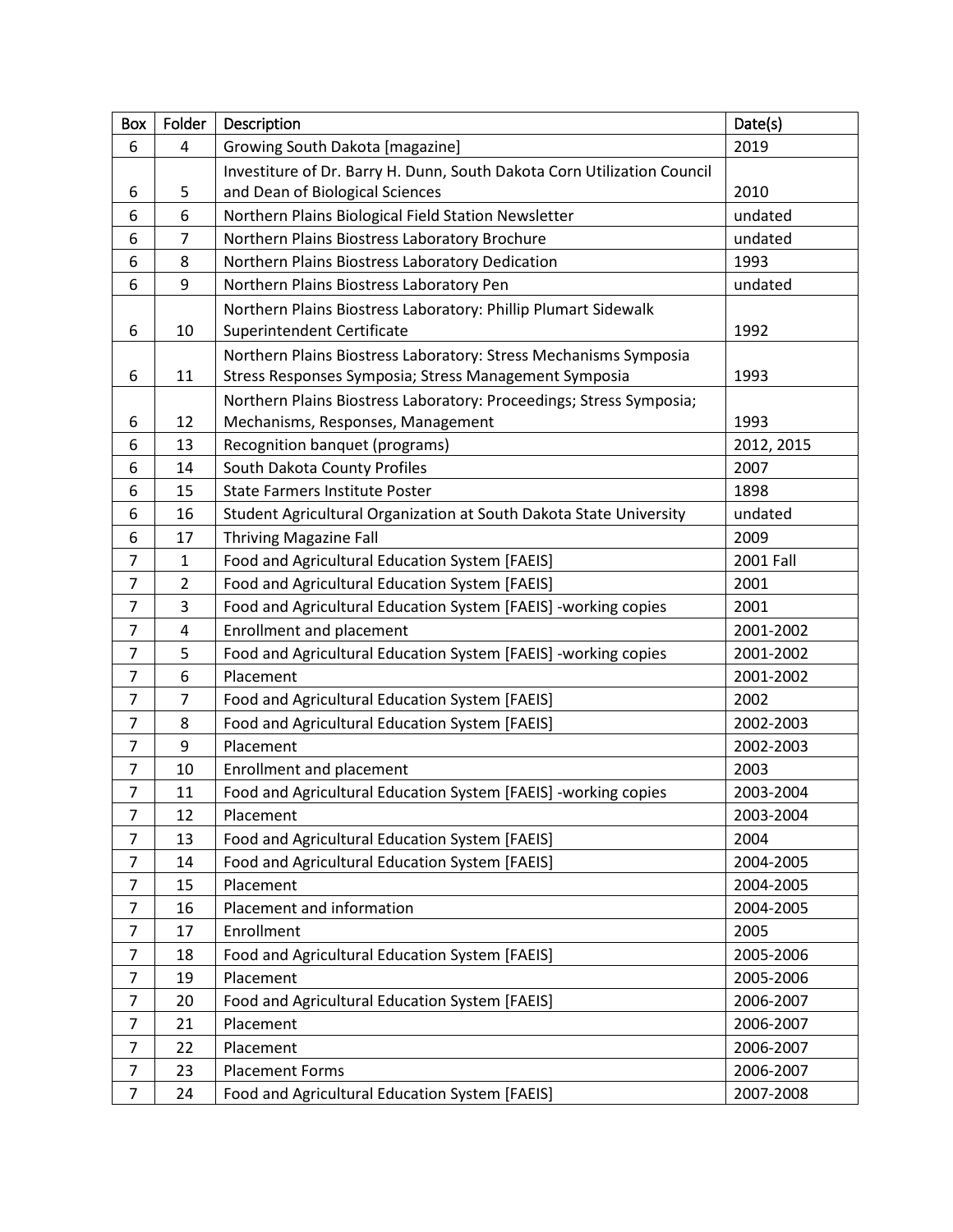| Box | Folder | Description | Date(s) |
|---|---|---|---|
| 6 | 4 | Growing South Dakota [magazine] | 2019 |
| 6 | 5 | Investiture of Dr. Barry H. Dunn, South Dakota Corn Utilization Council and Dean of Biological Sciences | 2010 |
| 6 | 6 | Northern Plains Biological Field Station Newsletter | undated |
| 6 | 7 | Northern Plains Biostress Laboratory Brochure | undated |
| 6 | 8 | Northern Plains Biostress Laboratory Dedication | 1993 |
| 6 | 9 | Northern Plains Biostress Laboratory Pen | undated |
| 6 | 10 | Northern Plains Biostress Laboratory: Phillip Plumart Sidewalk Superintendent Certificate | 1992 |
| 6 | 11 | Northern Plains Biostress Laboratory: Stress Mechanisms Symposia Stress Responses Symposia; Stress Management Symposia | 1993 |
| 6 | 12 | Northern Plains Biostress Laboratory: Proceedings; Stress Symposia; Mechanisms, Responses, Management | 1993 |
| 6 | 13 | Recognition banquet (programs) | 2012, 2015 |
| 6 | 14 | South Dakota County Profiles | 2007 |
| 6 | 15 | State Farmers Institute Poster | 1898 |
| 6 | 16 | Student Agricultural Organization at South Dakota State University | undated |
| 6 | 17 | Thriving Magazine Fall | 2009 |
| 7 | 1 | Food and Agricultural Education System [FAEIS] | 2001 Fall |
| 7 | 2 | Food and Agricultural Education System [FAEIS] | 2001 |
| 7 | 3 | Food and Agricultural Education System [FAEIS] -working copies | 2001 |
| 7 | 4 | Enrollment and placement | 2001-2002 |
| 7 | 5 | Food and Agricultural Education System [FAEIS] -working copies | 2001-2002 |
| 7 | 6 | Placement | 2001-2002 |
| 7 | 7 | Food and Agricultural Education System [FAEIS] | 2002 |
| 7 | 8 | Food and Agricultural Education System [FAEIS] | 2002-2003 |
| 7 | 9 | Placement | 2002-2003 |
| 7 | 10 | Enrollment and placement | 2003 |
| 7 | 11 | Food and Agricultural Education System [FAEIS] -working copies | 2003-2004 |
| 7 | 12 | Placement | 2003-2004 |
| 7 | 13 | Food and Agricultural Education System [FAEIS] | 2004 |
| 7 | 14 | Food and Agricultural Education System [FAEIS] | 2004-2005 |
| 7 | 15 | Placement | 2004-2005 |
| 7 | 16 | Placement and information | 2004-2005 |
| 7 | 17 | Enrollment | 2005 |
| 7 | 18 | Food and Agricultural Education System [FAEIS] | 2005-2006 |
| 7 | 19 | Placement | 2005-2006 |
| 7 | 20 | Food and Agricultural Education System [FAEIS] | 2006-2007 |
| 7 | 21 | Placement | 2006-2007 |
| 7 | 22 | Placement | 2006-2007 |
| 7 | 23 | Placement Forms | 2006-2007 |
| 7 | 24 | Food and Agricultural Education System [FAEIS] | 2007-2008 |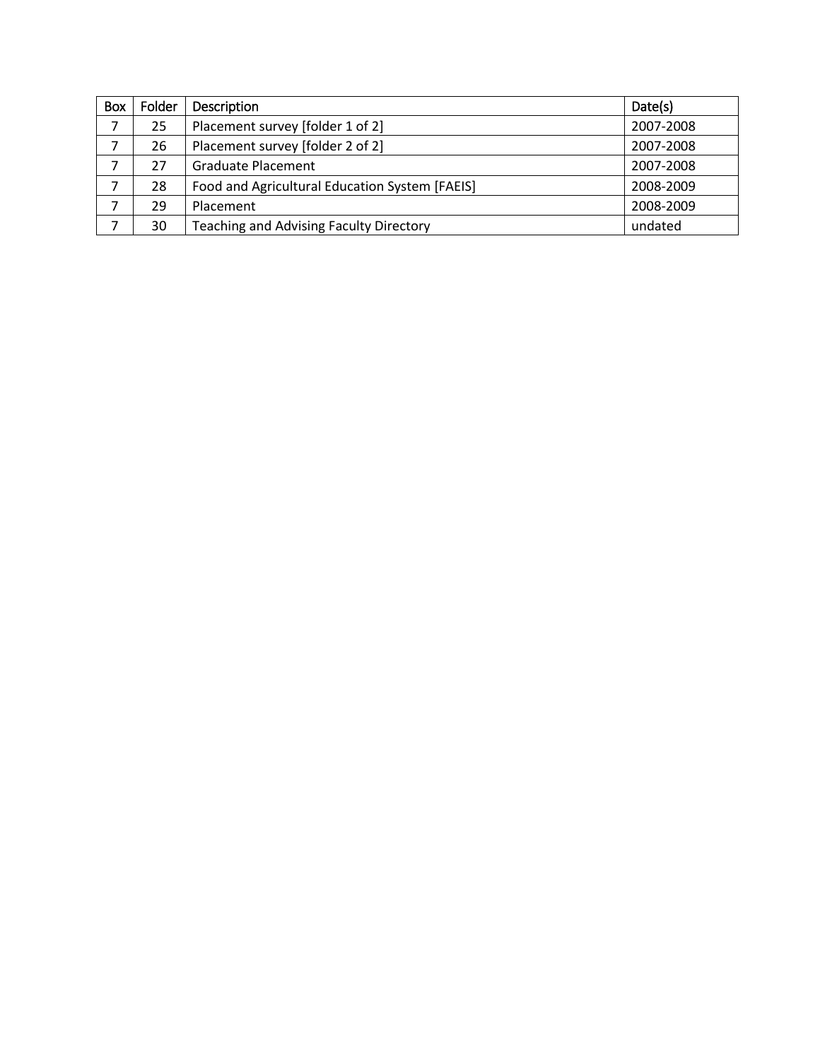| Box | Folder | Description | Date(s) |
|---|---|---|---|
| 7 | 25 | Placement survey [folder 1 of 2] | 2007-2008 |
| 7 | 26 | Placement survey [folder 2 of 2] | 2007-2008 |
| 7 | 27 | Graduate Placement | 2007-2008 |
| 7 | 28 | Food and Agricultural Education System [FAEIS] | 2008-2009 |
| 7 | 29 | Placement | 2008-2009 |
| 7 | 30 | Teaching and Advising Faculty Directory | undated |